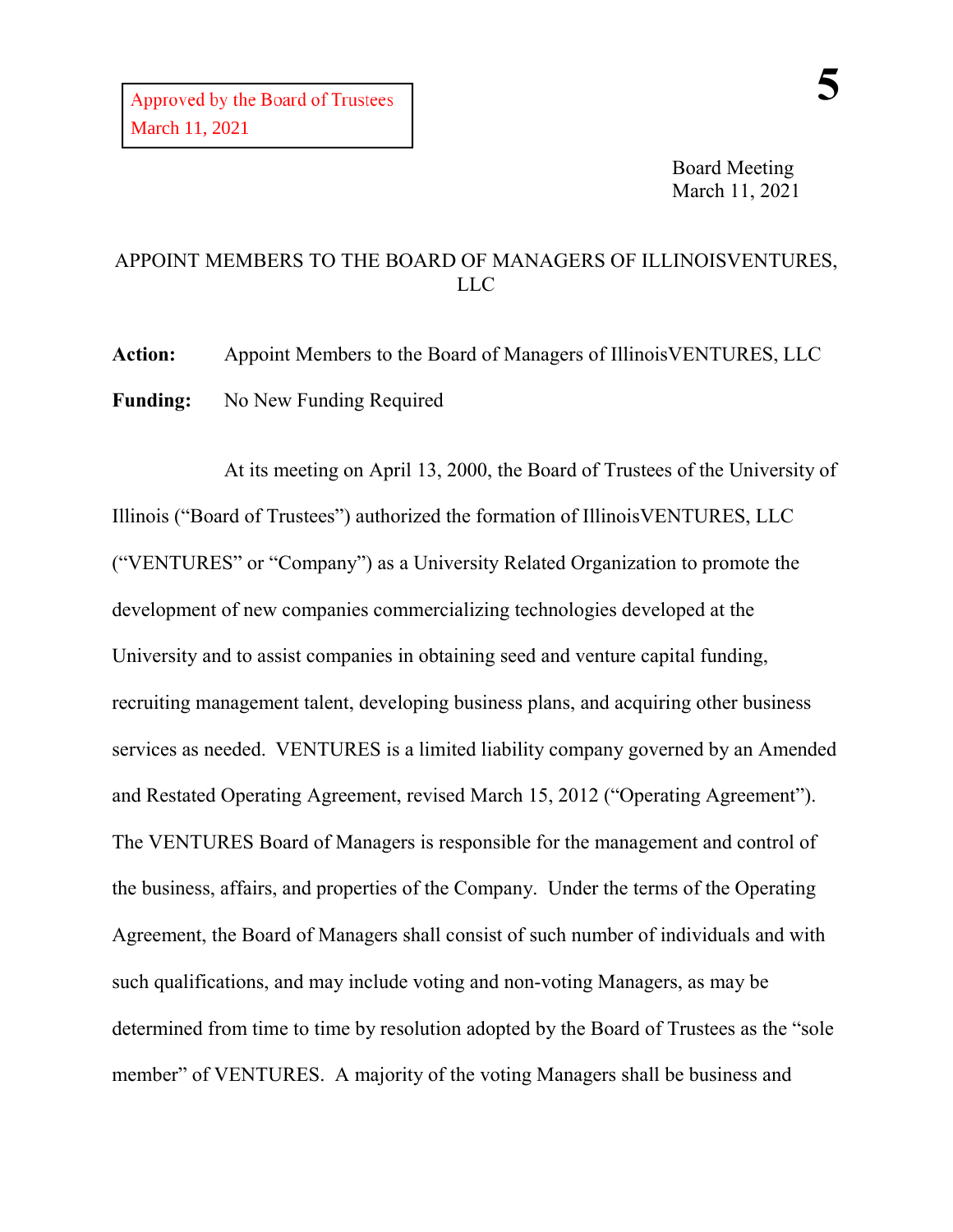Approved by the Board of Trustees
March 11, 2021

Board Meeting
March 11, 2021

## APPOINT MEMBERS TO THE BOARD OF MANAGERS OF ILLINOISVENTURES, LLC

**Action:** Appoint Members to the Board of Managers of IllinoisVENTURES, LLC

**Funding:** No New Funding Required

At its meeting on April 13, 2000, the Board of Trustees of the University of Illinois ("Board of Trustees") authorized the formation of IllinoisVENTURES, LLC ("VENTURES" or "Company") as a University Related Organization to promote the development of new companies commercializing technologies developed at the University and to assist companies in obtaining seed and venture capital funding, recruiting management talent, developing business plans, and acquiring other business services as needed. VENTURES is a limited liability company governed by an Amended and Restated Operating Agreement, revised March 15, 2012 ("Operating Agreement"). The VENTURES Board of Managers is responsible for the management and control of the business, affairs, and properties of the Company. Under the terms of the Operating Agreement, the Board of Managers shall consist of such number of individuals and with such qualifications, and may include voting and non-voting Managers, as may be determined from time to time by resolution adopted by the Board of Trustees as the "sole member" of VENTURES. A majority of the voting Managers shall be business and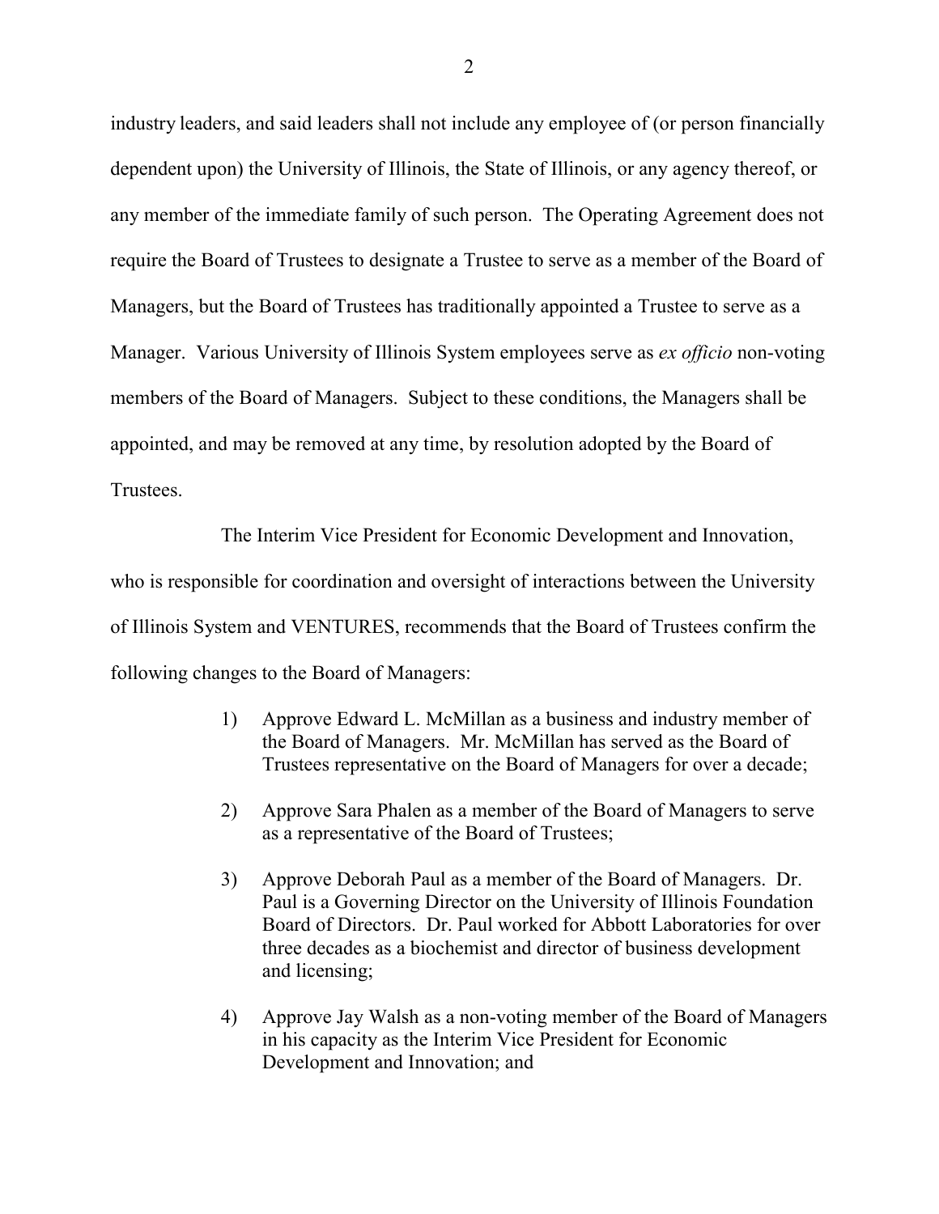industry leaders, and said leaders shall not include any employee of (or person financially dependent upon) the University of Illinois, the State of Illinois, or any agency thereof, or any member of the immediate family of such person. The Operating Agreement does not require the Board of Trustees to designate a Trustee to serve as a member of the Board of Managers, but the Board of Trustees has traditionally appointed a Trustee to serve as a Manager. Various University of Illinois System employees serve as *ex officio* non-voting members of the Board of Managers. Subject to these conditions, the Managers shall be appointed, and may be removed at any time, by resolution adopted by the Board of Trustees.

The Interim Vice President for Economic Development and Innovation, who is responsible for coordination and oversight of interactions between the University of Illinois System and VENTURES, recommends that the Board of Trustees confirm the following changes to the Board of Managers:

1) Approve Edward L. McMillan as a business and industry member of the Board of Managers. Mr. McMillan has served as the Board of Trustees representative on the Board of Managers for over a decade;

2) Approve Sara Phalen as a member of the Board of Managers to serve as a representative of the Board of Trustees;

3) Approve Deborah Paul as a member of the Board of Managers. Dr. Paul is a Governing Director on the University of Illinois Foundation Board of Directors. Dr. Paul worked for Abbott Laboratories for over three decades as a biochemist and director of business development and licensing;

4) Approve Jay Walsh as a non-voting member of the Board of Managers in his capacity as the Interim Vice President for Economic Development and Innovation; and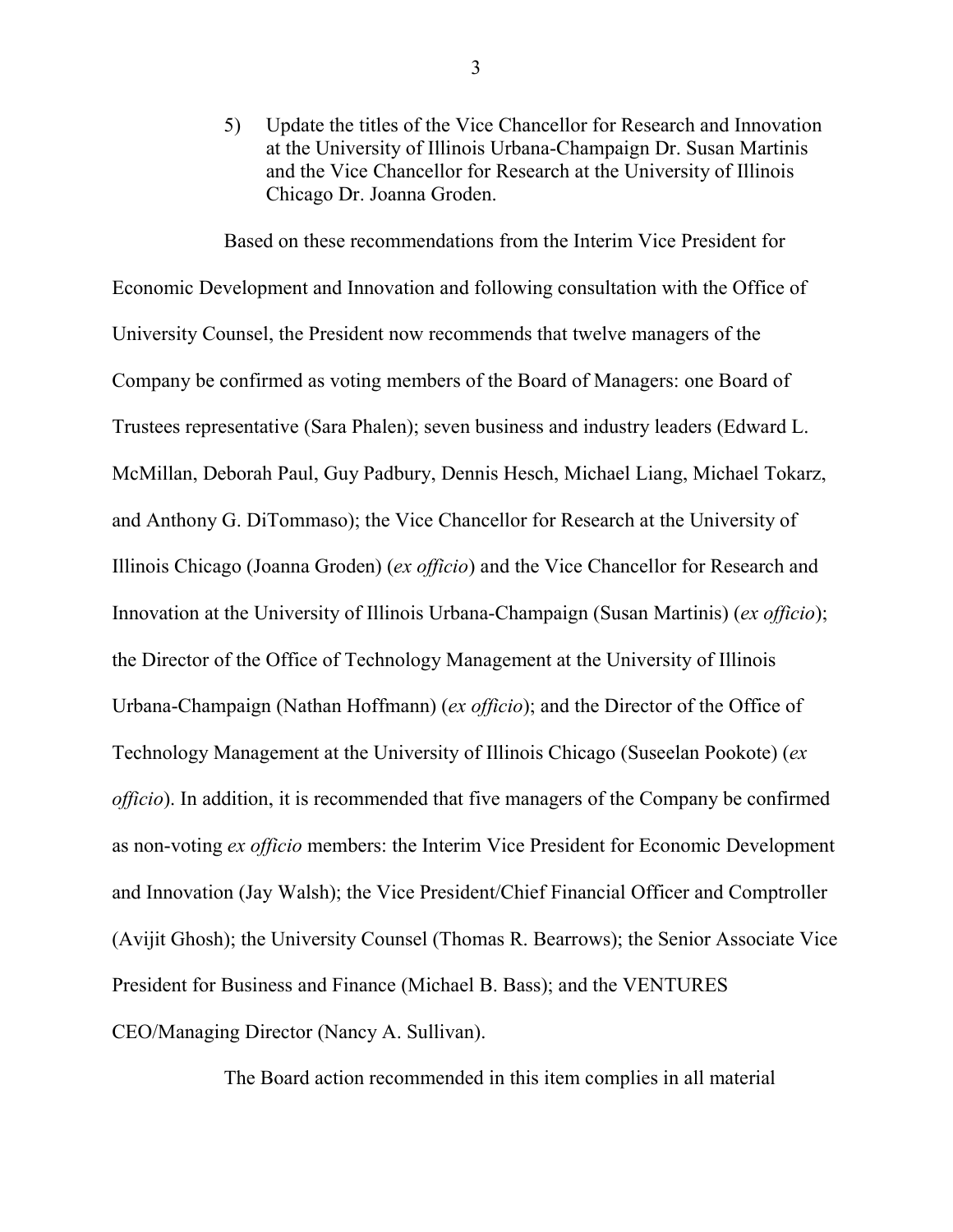5) Update the titles of the Vice Chancellor for Research and Innovation at the University of Illinois Urbana-Champaign Dr. Susan Martinis and the Vice Chancellor for Research at the University of Illinois Chicago Dr. Joanna Groden.

Based on these recommendations from the Interim Vice President for Economic Development and Innovation and following consultation with the Office of University Counsel, the President now recommends that twelve managers of the Company be confirmed as voting members of the Board of Managers: one Board of Trustees representative (Sara Phalen); seven business and industry leaders (Edward L. McMillan, Deborah Paul, Guy Padbury, Dennis Hesch, Michael Liang, Michael Tokarz, and Anthony G. DiTommaso); the Vice Chancellor for Research at the University of Illinois Chicago (Joanna Groden) (*ex officio*) and the Vice Chancellor for Research and Innovation at the University of Illinois Urbana-Champaign (Susan Martinis) (*ex officio*); the Director of the Office of Technology Management at the University of Illinois Urbana-Champaign (Nathan Hoffmann) (*ex officio*); and the Director of the Office of Technology Management at the University of Illinois Chicago (Suseelan Pookote) (*ex officio*). In addition, it is recommended that five managers of the Company be confirmed as non-voting *ex officio* members: the Interim Vice President for Economic Development and Innovation (Jay Walsh); the Vice President/Chief Financial Officer and Comptroller (Avijit Ghosh); the University Counsel (Thomas R. Bearrows); the Senior Associate Vice President for Business and Finance (Michael B. Bass); and the VENTURES CEO/Managing Director (Nancy A. Sullivan).

The Board action recommended in this item complies in all material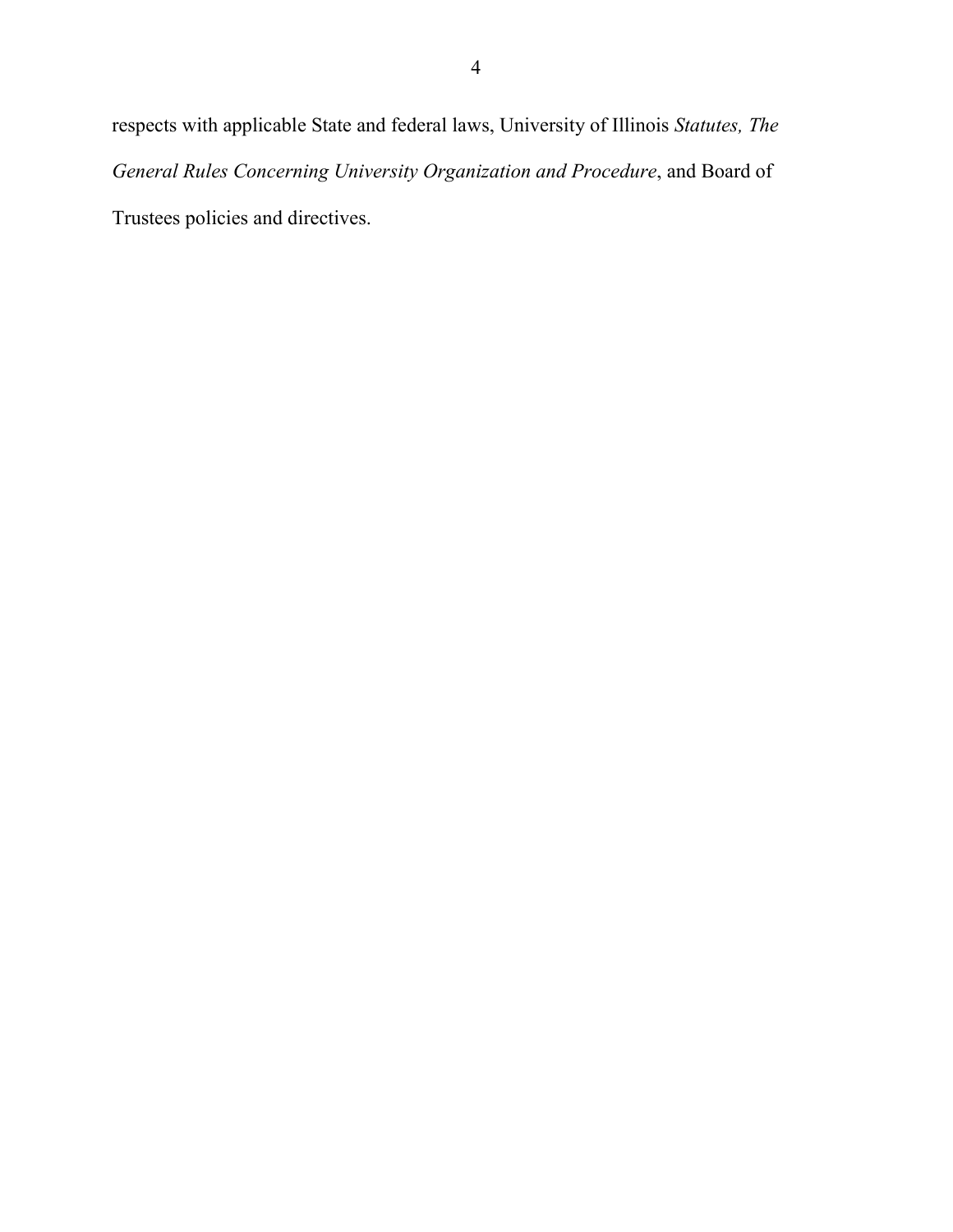respects with applicable State and federal laws, University of Illinois *Statutes, The General Rules Concerning University Organization and Procedure*, and Board of Trustees policies and directives.